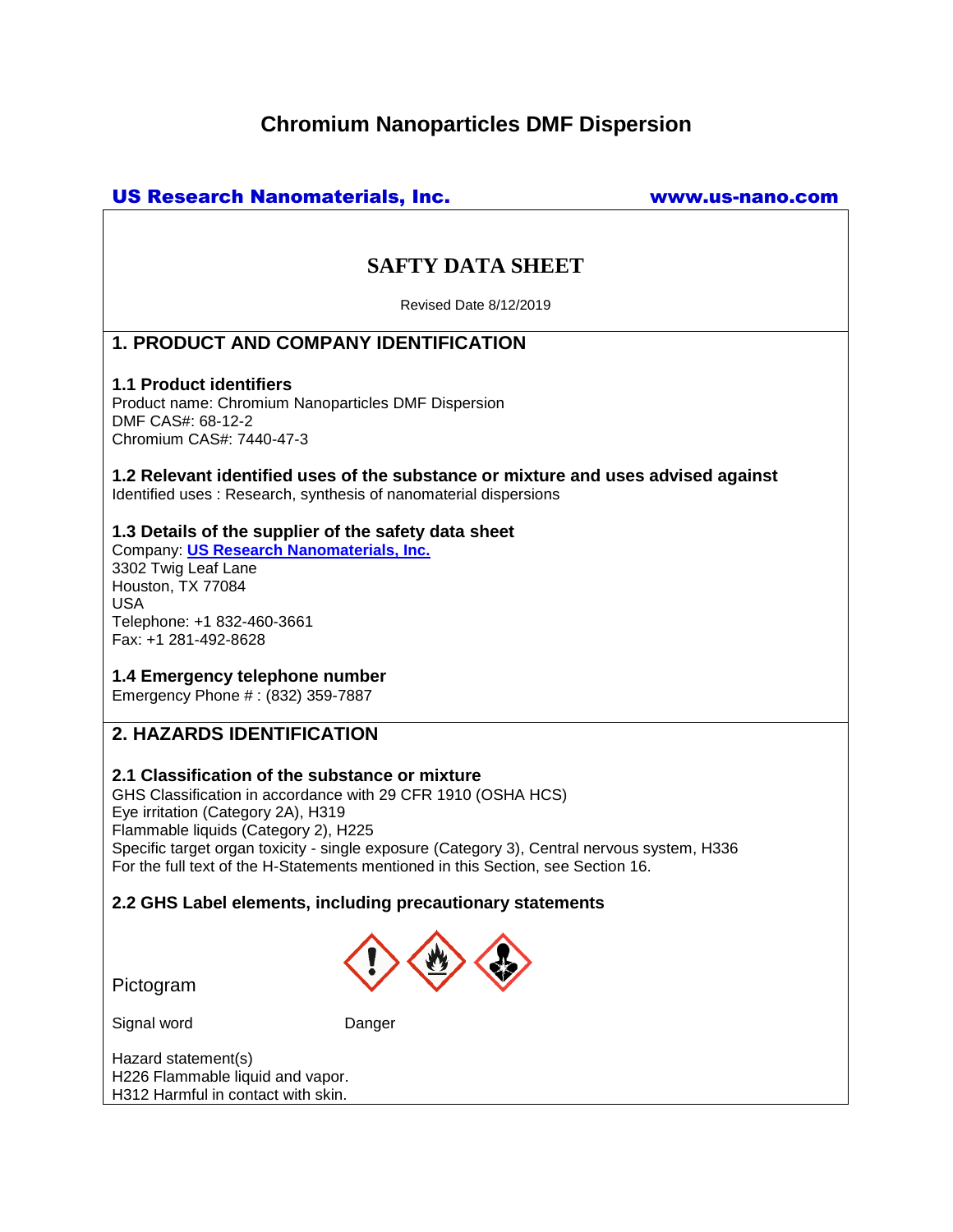# Chromium Nanoparticles DMF Dispersion

**US Research Nanomaterials, Inc.** **www.us-nano.com**

## SAFTY DATA SHEET

Revised Date 8/12/2019

## 1. PRODUCT AND COMPANY IDENTIFICATION

### 1.1 Product identifiers

Product name: Chromium Nanoparticles DMF Dispersion
DMF CAS#: 68-12-2
Chromium CAS#: 7440-47-3

### 1.2 Relevant identified uses of the substance or mixture and uses advised against

Identified uses : Research, synthesis of nanomaterial dispersions

### 1.3 Details of the supplier of the safety data sheet

Company: **US Research Nanomaterials, Inc.**
3302 Twig Leaf Lane
Houston, TX 77084
USA
Telephone: +1 832-460-3661
Fax: +1 281-492-8628

### 1.4 Emergency telephone number

Emergency Phone # : (832) 359-7887

## 2. HAZARDS IDENTIFICATION

### 2.1 Classification of the substance or mixture

GHS Classification in accordance with 29 CFR 1910 (OSHA HCS)
Eye irritation (Category 2A), H319
Flammable liquids (Category 2), H225
Specific target organ toxicity - single exposure (Category 3), Central nervous system, H336
For the full text of the H-Statements mentioned in this Section, see Section 16.

### 2.2 GHS Label elements, including precautionary statements

Pictogram

Signal word Danger

Hazard statement(s)
H226 Flammable liquid and vapor.
H312 Harmful in contact with skin.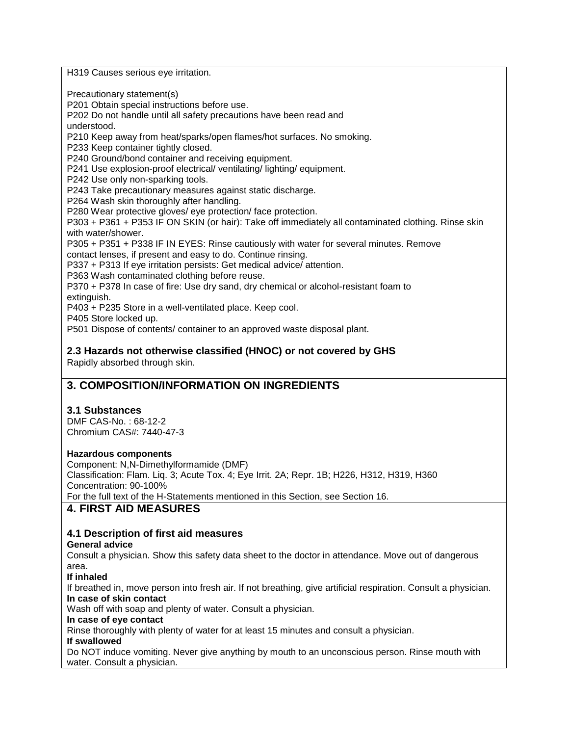H319 Causes serious eye irritation.

Precautionary statement(s)
P201 Obtain special instructions before use.
P202 Do not handle until all safety precautions have been read and understood.
P210 Keep away from heat/sparks/open flames/hot surfaces. No smoking.
P233 Keep container tightly closed.
P240 Ground/bond container and receiving equipment.
P241 Use explosion-proof electrical/ ventilating/ lighting/ equipment.
P242 Use only non-sparking tools.
P243 Take precautionary measures against static discharge.
P264 Wash skin thoroughly after handling.
P280 Wear protective gloves/ eye protection/ face protection.
P303 + P361 + P353 IF ON SKIN (or hair): Take off immediately all contaminated clothing. Rinse skin with water/shower.
P305 + P351 + P338 IF IN EYES: Rinse cautiously with water for several minutes. Remove contact lenses, if present and easy to do. Continue rinsing.
P337 + P313 If eye irritation persists: Get medical advice/ attention.
P363 Wash contaminated clothing before reuse.
P370 + P378 In case of fire: Use dry sand, dry chemical or alcohol-resistant foam to extinguish.
P403 + P235 Store in a well-ventilated place. Keep cool.
P405 Store locked up.
P501 Dispose of contents/ container to an approved waste disposal plant.

### 2.3 Hazards not otherwise classified (HNOC) or not covered by GHS

Rapidly absorbed through skin.

## 3. COMPOSITION/INFORMATION ON INGREDIENTS

### 3.1 Substances

DMF CAS-No. : 68-12-2
Chromium CAS#: 7440-47-3

**Hazardous components**

Component: N,N-Dimethylformamide (DMF)
Classification: Flam. Liq. 3; Acute Tox. 4; Eye Irrit. 2A; Repr. 1B; H226, H312, H319, H360
Concentration: 90-100%
For the full text of the H-Statements mentioned in this Section, see Section 16.

## 4. FIRST AID MEASURES

### 4.1 Description of first aid measures

**General advice**

Consult a physician. Show this safety data sheet to the doctor in attendance. Move out of dangerous area.

**If inhaled**

If breathed in, move person into fresh air. If not breathing, give artificial respiration. Consult a physician.

**In case of skin contact**

Wash off with soap and plenty of water. Consult a physician.

**In case of eye contact**

Rinse thoroughly with plenty of water for at least 15 minutes and consult a physician.

**If swallowed**

Do NOT induce vomiting. Never give anything by mouth to an unconscious person. Rinse mouth with water. Consult a physician.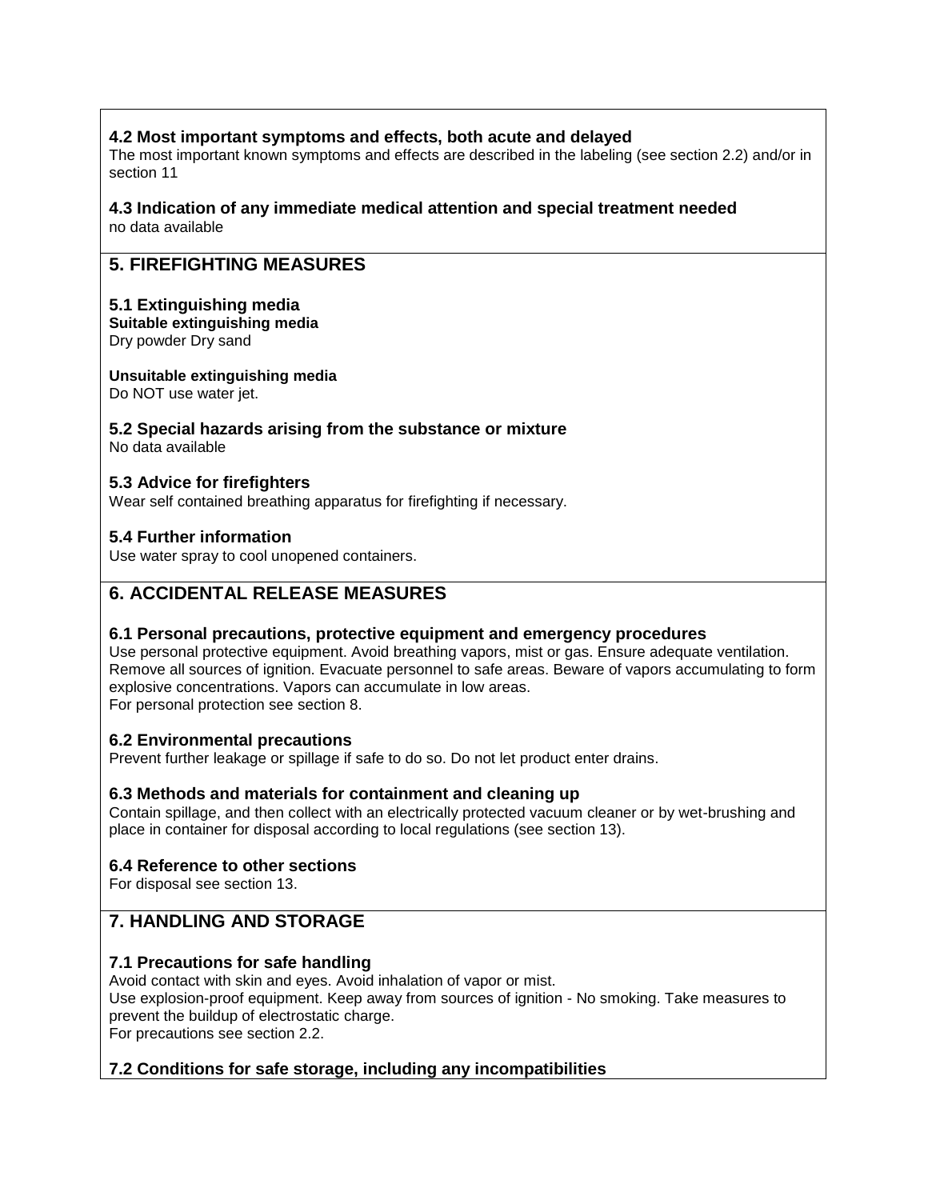### 4.2 Most important symptoms and effects, both acute and delayed

The most important known symptoms and effects are described in the labeling (see section 2.2) and/or in section 11

### 4.3 Indication of any immediate medical attention and special treatment needed

no data available

## 5. FIREFIGHTING MEASURES

### 5.1 Extinguishing media

**Suitable extinguishing media**

Dry powder Dry sand

**Unsuitable extinguishing media**

Do NOT use water jet.

### 5.2 Special hazards arising from the substance or mixture

No data available

### 5.3 Advice for firefighters

Wear self contained breathing apparatus for firefighting if necessary.

### 5.4 Further information

Use water spray to cool unopened containers.

## 6. ACCIDENTAL RELEASE MEASURES

### 6.1 Personal precautions, protective equipment and emergency procedures

Use personal protective equipment. Avoid breathing vapors, mist or gas. Ensure adequate ventilation. Remove all sources of ignition. Evacuate personnel to safe areas. Beware of vapors accumulating to form explosive concentrations. Vapors can accumulate in low areas.
For personal protection see section 8.

### 6.2 Environmental precautions

Prevent further leakage or spillage if safe to do so. Do not let product enter drains.

### 6.3 Methods and materials for containment and cleaning up

Contain spillage, and then collect with an electrically protected vacuum cleaner or by wet-brushing and place in container for disposal according to local regulations (see section 13).

### 6.4 Reference to other sections

For disposal see section 13.

## 7. HANDLING AND STORAGE

### 7.1 Precautions for safe handling

Avoid contact with skin and eyes. Avoid inhalation of vapor or mist.
Use explosion-proof equipment. Keep away from sources of ignition - No smoking. Take measures to prevent the buildup of electrostatic charge.
For precautions see section 2.2.

### 7.2 Conditions for safe storage, including any incompatibilities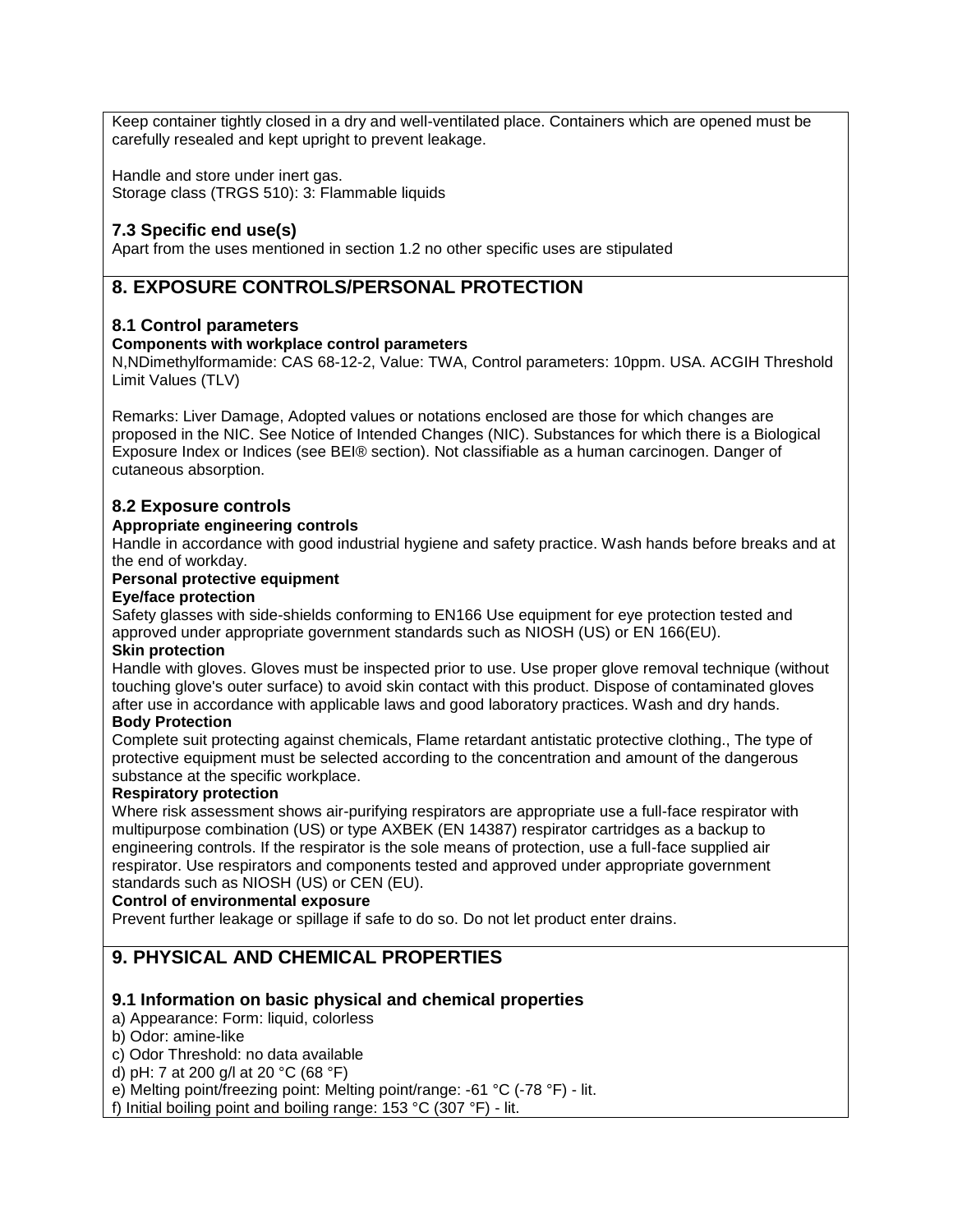Keep container tightly closed in a dry and well-ventilated place. Containers which are opened must be carefully resealed and kept upright to prevent leakage.

Handle and store under inert gas.
Storage class (TRGS 510): 3: Flammable liquids

### 7.3 Specific end use(s)

Apart from the uses mentioned in section 1.2 no other specific uses are stipulated

## 8. EXPOSURE CONTROLS/PERSONAL PROTECTION

### 8.1 Control parameters

**Components with workplace control parameters**

N,NDimethylformamide: CAS 68-12-2, Value: TWA, Control parameters: 10ppm. USA. ACGIH Threshold Limit Values (TLV)

Remarks: Liver Damage, Adopted values or notations enclosed are those for which changes are proposed in the NIC. See Notice of Intended Changes (NIC). Substances for which there is a Biological Exposure Index or Indices (see BEI® section). Not classifiable as a human carcinogen. Danger of cutaneous absorption.

### 8.2 Exposure controls

**Appropriate engineering controls**

Handle in accordance with good industrial hygiene and safety practice. Wash hands before breaks and at the end of workday.

**Personal protective equipment**

**Eye/face protection**

Safety glasses with side-shields conforming to EN166 Use equipment for eye protection tested and approved under appropriate government standards such as NIOSH (US) or EN 166(EU).

**Skin protection**

Handle with gloves. Gloves must be inspected prior to use. Use proper glove removal technique (without touching glove's outer surface) to avoid skin contact with this product. Dispose of contaminated gloves after use in accordance with applicable laws and good laboratory practices. Wash and dry hands.

**Body Protection**

Complete suit protecting against chemicals, Flame retardant antistatic protective clothing., The type of protective equipment must be selected according to the concentration and amount of the dangerous substance at the specific workplace.

**Respiratory protection**

Where risk assessment shows air-purifying respirators are appropriate use a full-face respirator with multipurpose combination (US) or type AXBEK (EN 14387) respirator cartridges as a backup to engineering controls. If the respirator is the sole means of protection, use a full-face supplied air respirator. Use respirators and components tested and approved under appropriate government standards such as NIOSH (US) or CEN (EU).

**Control of environmental exposure**

Prevent further leakage or spillage if safe to do so. Do not let product enter drains.

## 9. PHYSICAL AND CHEMICAL PROPERTIES

### 9.1 Information on basic physical and chemical properties

a) Appearance: Form: liquid, colorless
b) Odor: amine-like
c) Odor Threshold: no data available
d) pH: 7 at 200 g/l at 20 °C (68 °F)
e) Melting point/freezing point: Melting point/range: -61 °C (-78 °F) - lit.
f) Initial boiling point and boiling range: 153 °C (307 °F) - lit.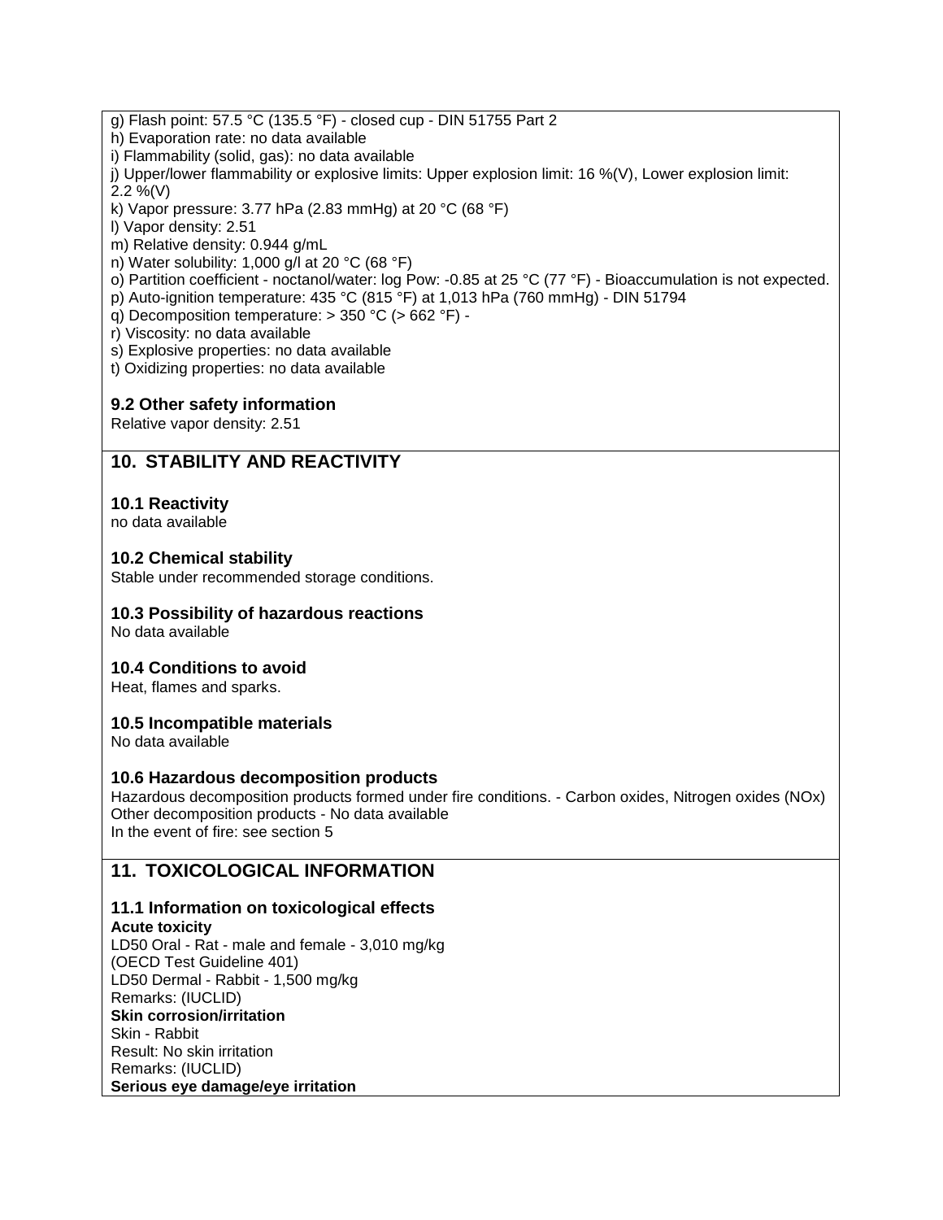g) Flash point: 57.5 °C (135.5 °F) - closed cup - DIN 51755 Part 2
h) Evaporation rate: no data available
i) Flammability (solid, gas): no data available
j) Upper/lower flammability or explosive limits: Upper explosion limit: 16 %(V), Lower explosion limit: 2.2 %(V)
k) Vapor pressure: 3.77 hPa (2.83 mmHg) at 20 °C (68 °F)
l) Vapor density: 2.51
m) Relative density: 0.944 g/mL
n) Water solubility: 1,000 g/l at 20 °C (68 °F)
o) Partition coefficient - noctanol/water: log Pow: -0.85 at 25 °C (77 °F) - Bioaccumulation is not expected.
p) Auto-ignition temperature: 435 °C (815 °F) at 1,013 hPa (760 mmHg) - DIN 51794
q) Decomposition temperature: > 350 °C (> 662 °F) -
r) Viscosity: no data available
s) Explosive properties: no data available
t) Oxidizing properties: no data available

### 9.2 Other safety information

Relative vapor density: 2.51

## 10. STABILITY AND REACTIVITY

### 10.1 Reactivity

no data available

### 10.2 Chemical stability

Stable under recommended storage conditions.

### 10.3 Possibility of hazardous reactions

No data available

### 10.4 Conditions to avoid

Heat, flames and sparks.

### 10.5 Incompatible materials

No data available

### 10.6 Hazardous decomposition products

Hazardous decomposition products formed under fire conditions. - Carbon oxides, Nitrogen oxides (NOx)
Other decomposition products - No data available
In the event of fire: see section 5

## 11. TOXICOLOGICAL INFORMATION

### 11.1 Information on toxicological effects

**Acute toxicity**
LD50 Oral - Rat - male and female - 3,010 mg/kg
(OECD Test Guideline 401)
LD50 Dermal - Rabbit - 1,500 mg/kg
Remarks: (IUCLID)
**Skin corrosion/irritation**
Skin - Rabbit
Result: No skin irritation
Remarks: (IUCLID)
**Serious eye damage/eye irritation**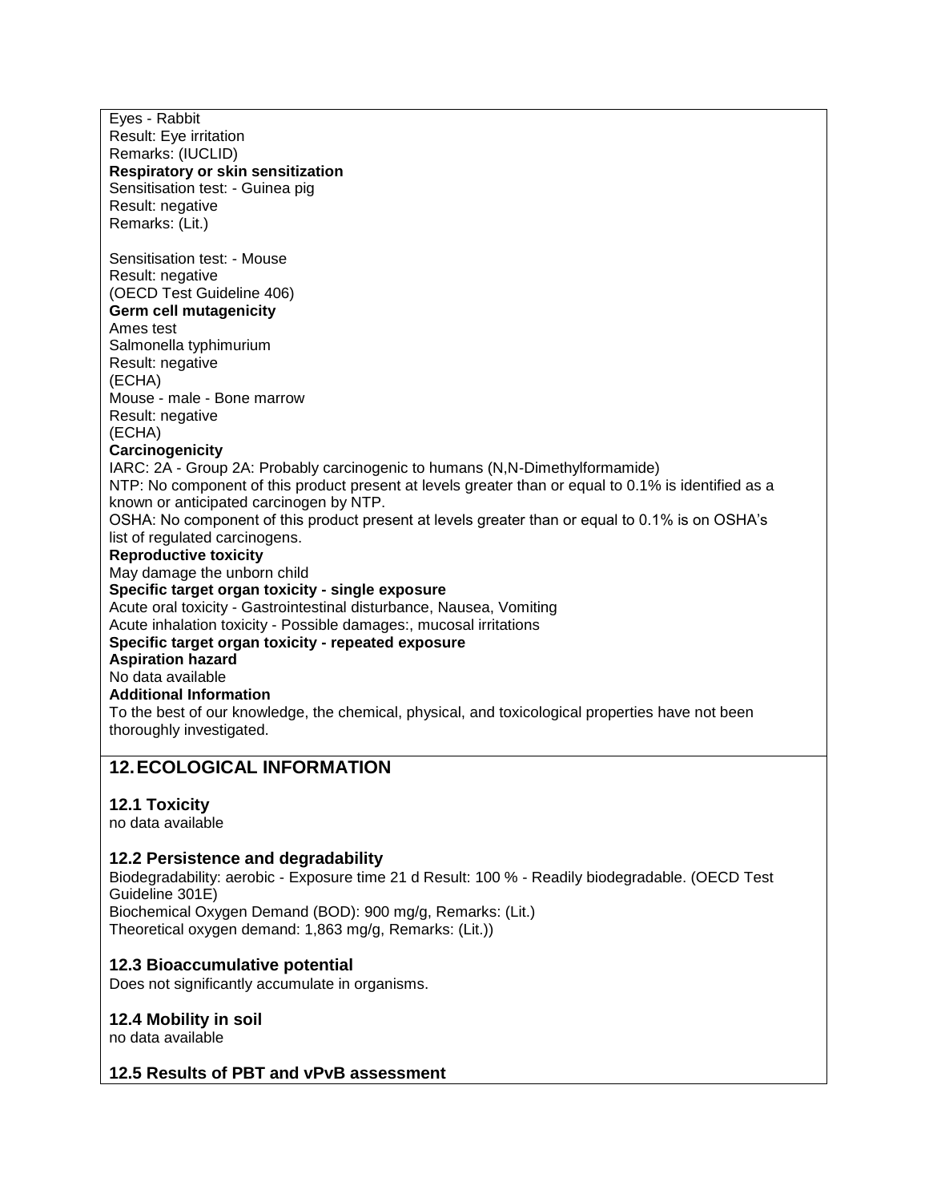Eyes - Rabbit
Result: Eye irritation
Remarks: (IUCLID)

**Respiratory or skin sensitization**

Sensitisation test: - Guinea pig
Result: negative
Remarks: (Lit.)

Sensitisation test: - Mouse
Result: negative
(OECD Test Guideline 406)

**Germ cell mutagenicity**

Ames test
Salmonella typhimurium
Result: negative
(ECHA)
Mouse - male - Bone marrow
Result: negative
(ECHA)

**Carcinogenicity**

IARC: 2A - Group 2A: Probably carcinogenic to humans (N,N-Dimethylformamide)
NTP: No component of this product present at levels greater than or equal to 0.1% is identified as a known or anticipated carcinogen by NTP.
OSHA: No component of this product present at levels greater than or equal to 0.1% is on OSHA's list of regulated carcinogens.

**Reproductive toxicity**

May damage the unborn child

**Specific target organ toxicity - single exposure**

Acute oral toxicity - Gastrointestinal disturbance, Nausea, Vomiting
Acute inhalation toxicity - Possible damages:, mucosal irritations

**Specific target organ toxicity - repeated exposure**

**Aspiration hazard**

No data available

**Additional Information**

To the best of our knowledge, the chemical, physical, and toxicological properties have not been thoroughly investigated.

## 12. ECOLOGICAL INFORMATION

### 12.1 Toxicity

no data available

### 12.2 Persistence and degradability

Biodegradability: aerobic - Exposure time 21 d Result: 100 % - Readily biodegradable. (OECD Test Guideline 301E)
Biochemical Oxygen Demand (BOD): 900 mg/g, Remarks: (Lit.)
Theoretical oxygen demand: 1,863 mg/g, Remarks: (Lit.))

### 12.3 Bioaccumulative potential

Does not significantly accumulate in organisms.

### 12.4 Mobility in soil

no data available

### 12.5 Results of PBT and vPvB assessment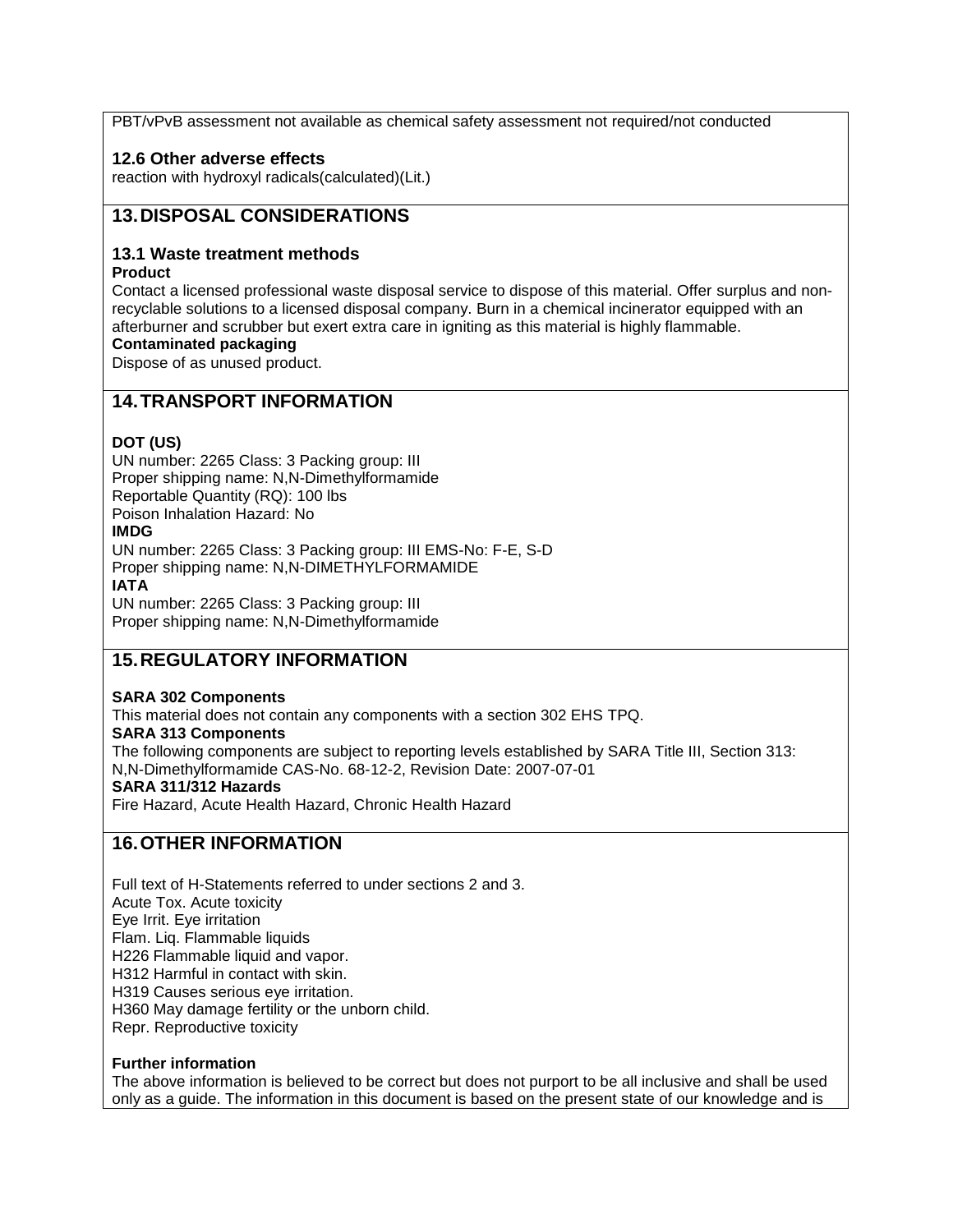PBT/vPvB assessment not available as chemical safety assessment not required/not conducted

### 12.6 Other adverse effects

reaction with hydroxyl radicals(calculated)(Lit.)

## 13. DISPOSAL CONSIDERATIONS

### 13.1 Waste treatment methods

**Product**

Contact a licensed professional waste disposal service to dispose of this material. Offer surplus and non-recyclable solutions to a licensed disposal company. Burn in a chemical incinerator equipped with an afterburner and scrubber but exert extra care in igniting as this material is highly flammable.

**Contaminated packaging**

Dispose of as unused product.

## 14. TRANSPORT INFORMATION

**DOT (US)**

UN number: 2265 Class: 3 Packing group: III
Proper shipping name: N,N-Dimethylformamide
Reportable Quantity (RQ): 100 lbs
Poison Inhalation Hazard: No

**IMDG**

UN number: 2265 Class: 3 Packing group: III EMS-No: F-E, S-D
Proper shipping name: N,N-DIMETHYLFORMAMIDE

**IATA**

UN number: 2265 Class: 3 Packing group: III
Proper shipping name: N,N-Dimethylformamide

## 15. REGULATORY INFORMATION

**SARA 302 Components**

This material does not contain any components with a section 302 EHS TPQ.

**SARA 313 Components**

The following components are subject to reporting levels established by SARA Title III, Section 313:
N,N-Dimethylformamide CAS-No. 68-12-2, Revision Date: 2007-07-01

**SARA 311/312 Hazards**

Fire Hazard, Acute Health Hazard, Chronic Health Hazard

## 16. OTHER INFORMATION

Full text of H-Statements referred to under sections 2 and 3.
Acute Tox. Acute toxicity
Eye Irrit. Eye irritation
Flam. Liq. Flammable liquids
H226 Flammable liquid and vapor.
H312 Harmful in contact with skin.
H319 Causes serious eye irritation.
H360 May damage fertility or the unborn child.
Repr. Reproductive toxicity

**Further information**

The above information is believed to be correct but does not purport to be all inclusive and shall be used only as a guide. The information in this document is based on the present state of our knowledge and is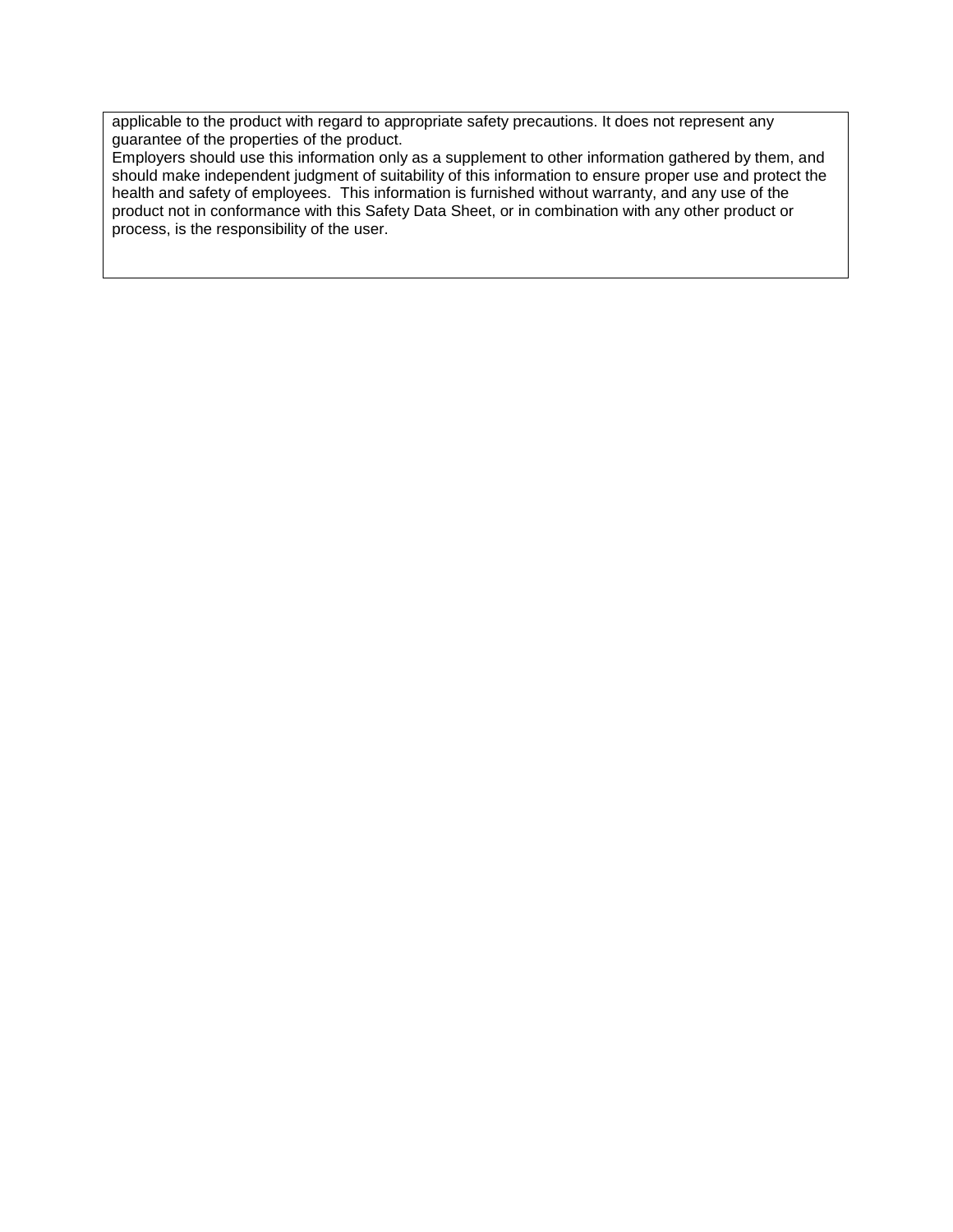applicable to the product with regard to appropriate safety precautions. It does not represent any guarantee of the properties of the product.

Employers should use this information only as a supplement to other information gathered by them, and should make independent judgment of suitability of this information to ensure proper use and protect the health and safety of employees. This information is furnished without warranty, and any use of the product not in conformance with this Safety Data Sheet, or in combination with any other product or process, is the responsibility of the user.